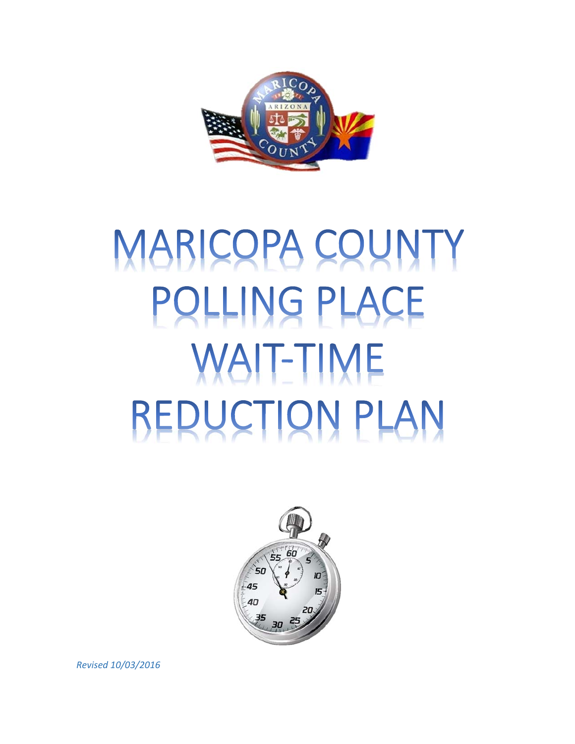# MARICOPA COUNTY POLLING PLACE WAIT-TIME REDUCTION PLAN

*Revised 10/03/2016*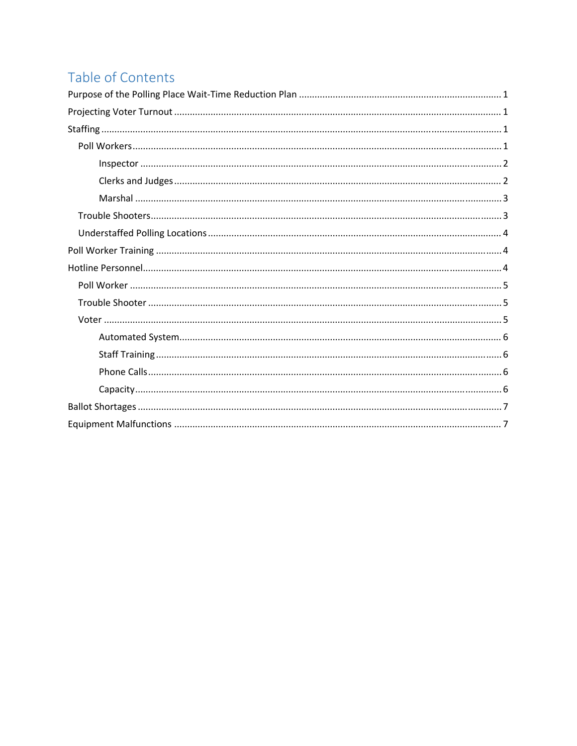# Table of Contents

- Purpose of the Polling Place Wait-Time Reduction Plan ..... 1
- Projecting Voter Turnout ..... 1
- Staffing ..... 1
  - Poll Workers ..... 1
    - Inspector ..... 2
    - Clerks and Judges ..... 2
    - Marshal ..... 3
  - Trouble Shooters ..... 3
  - Understaffed Polling Locations ..... 4
- Poll Worker Training ..... 4
- Hotline Personnel ..... 4
  - Poll Worker ..... 5
  - Trouble Shooter ..... 5
  - Voter ..... 5
    - Automated System ..... 6
    - Staff Training ..... 6
    - Phone Calls ..... 6
    - Capacity ..... 6
- Ballot Shortages ..... 7
- Equipment Malfunctions ..... 7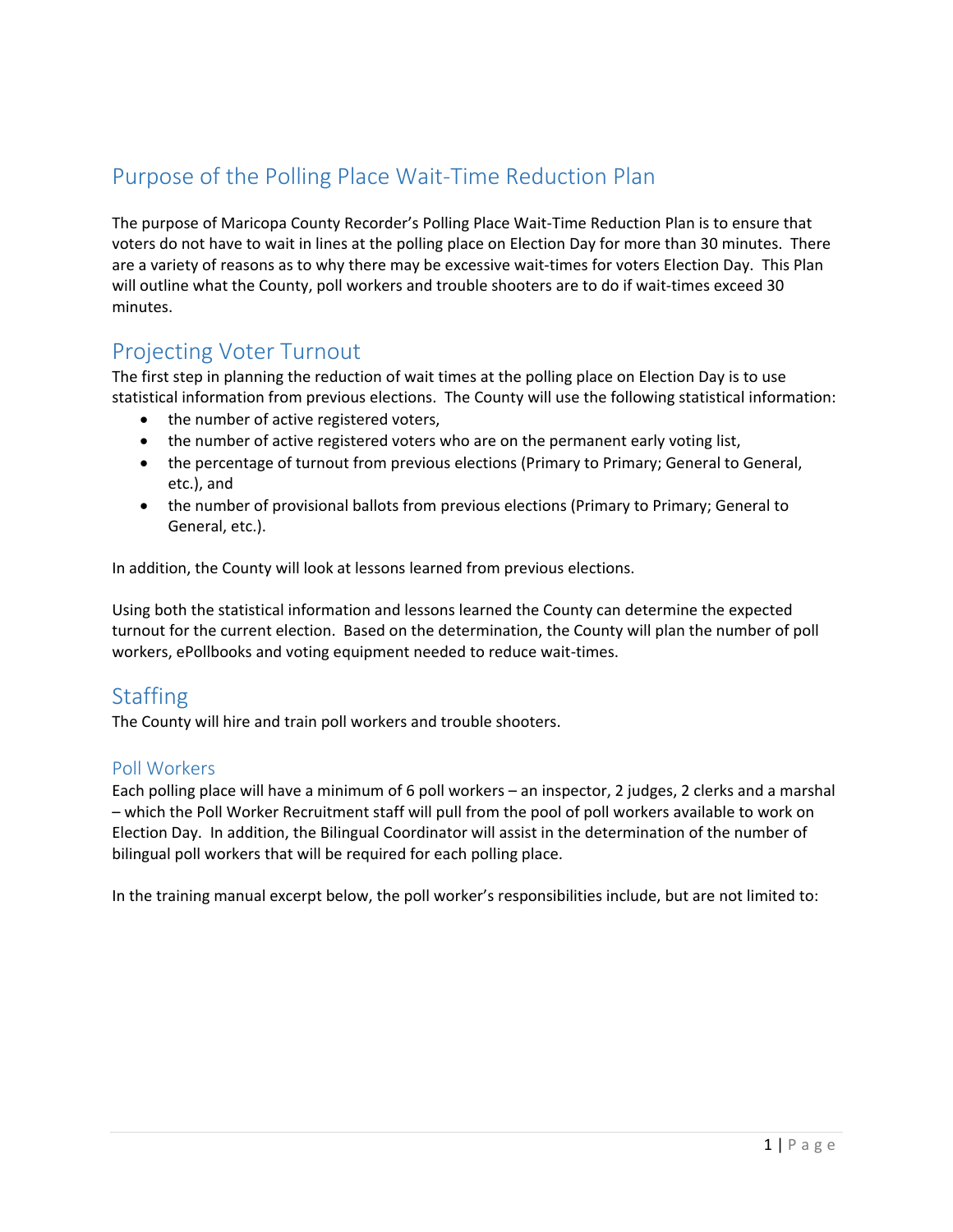# Purpose of the Polling Place Wait-Time Reduction Plan

The purpose of Maricopa County Recorder's Polling Place Wait-Time Reduction Plan is to ensure that voters do not have to wait in lines at the polling place on Election Day for more than 30 minutes. There are a variety of reasons as to why there may be excessive wait-times for voters Election Day. This Plan will outline what the County, poll workers and trouble shooters are to do if wait-times exceed 30 minutes.

# Projecting Voter Turnout

The first step in planning the reduction of wait times at the polling place on Election Day is to use statistical information from previous elections. The County will use the following statistical information:

- the number of active registered voters,
- the number of active registered voters who are on the permanent early voting list,
- the percentage of turnout from previous elections (Primary to Primary; General to General, etc.), and
- the number of provisional ballots from previous elections (Primary to Primary; General to General, etc.).

In addition, the County will look at lessons learned from previous elections.

Using both the statistical information and lessons learned the County can determine the expected turnout for the current election. Based on the determination, the County will plan the number of poll workers, ePollbooks and voting equipment needed to reduce wait-times.

# Staffing

The County will hire and train poll workers and trouble shooters.

## Poll Workers

Each polling place will have a minimum of 6 poll workers – an inspector, 2 judges, 2 clerks and a marshal – which the Poll Worker Recruitment staff will pull from the pool of poll workers available to work on Election Day. In addition, the Bilingual Coordinator will assist in the determination of the number of bilingual poll workers that will be required for each polling place.

In the training manual excerpt below, the poll worker's responsibilities include, but are not limited to: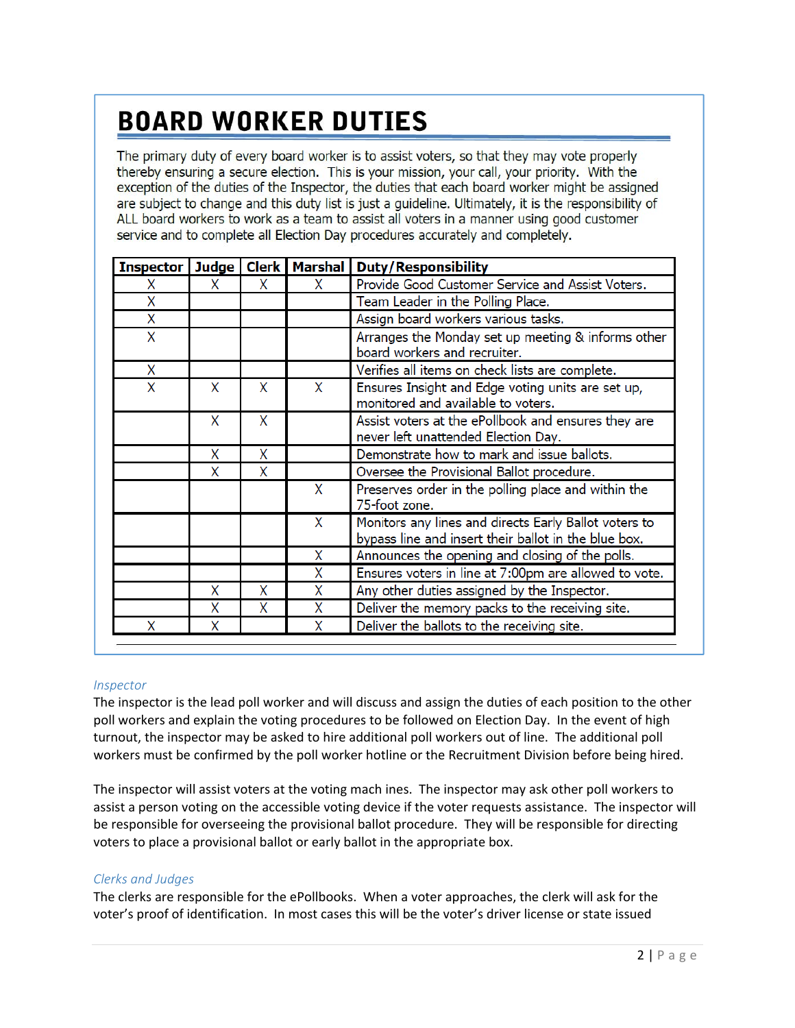# BOARD WORKER DUTIES

The primary duty of every board worker is to assist voters, so that they may vote properly thereby ensuring a secure election. This is your mission, your call, your priority. With the exception of the duties of the Inspector, the duties that each board worker might be assigned are subject to change and this duty list is just a guideline. Ultimately, it is the responsibility of ALL board workers to work as a team to assist all voters in a manner using good customer service and to complete all Election Day procedures accurately and completely.

| Inspector | Judge | Clerk | Marshal | Duty/Responsibility |
|---|---|---|---|---|
| X | X | X | X | Provide Good Customer Service and Assist Voters. |
| X | | | | Team Leader in the Polling Place. |
| X | | | | Assign board workers various tasks. |
| X | | | | Arranges the Monday set up meeting & informs other board workers and recruiter. |
| X | | | | Verifies all items on check lists are complete. |
| X | X | X | X | Ensures Insight and Edge voting units are set up, monitored and available to voters. |
| | X | X | | Assist voters at the ePollbook and ensures they are never left unattended Election Day. |
| | X | X | | Demonstrate how to mark and issue ballots. |
| | X | X | | Oversee the Provisional Ballot procedure. |
| | | | X | Preserves order in the polling place and within the 75-foot zone. |
| | | | X | Monitors any lines and directs Early Ballot voters to bypass line and insert their ballot in the blue box. |
| | | | X | Announces the opening and closing of the polls. |
| | | | X | Ensures voters in line at 7:00pm are allowed to vote. |
| | X | X | X | Any other duties assigned by the Inspector. |
| | X | X | X | Deliver the memory packs to the receiving site. |
| X | X | | X | Deliver the ballots to the receiving site. |

*Inspector*

The inspector is the lead poll worker and will discuss and assign the duties of each position to the other poll workers and explain the voting procedures to be followed on Election Day. In the event of high turnout, the inspector may be asked to hire additional poll workers out of line. The additional poll workers must be confirmed by the poll worker hotline or the Recruitment Division before being hired.

The inspector will assist voters at the voting mach ines. The inspector may ask other poll workers to assist a person voting on the accessible voting device if the voter requests assistance. The inspector will be responsible for overseeing the provisional ballot procedure. They will be responsible for directing voters to place a provisional ballot or early ballot in the appropriate box.

*Clerks and Judges*

The clerks are responsible for the ePollbooks. When a voter approaches, the clerk will ask for the voter's proof of identification. In most cases this will be the voter's driver license or state issued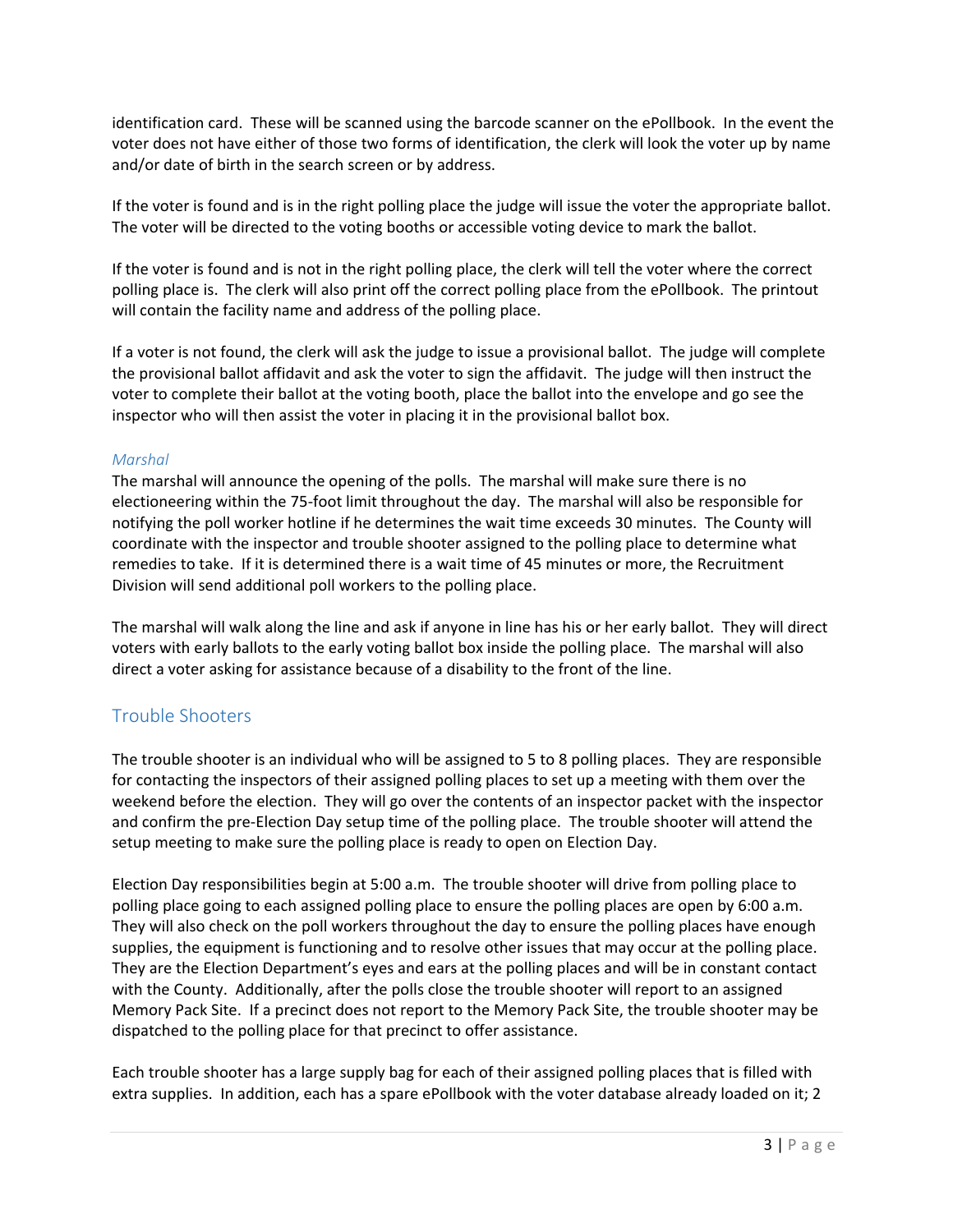identification card. These will be scanned using the barcode scanner on the ePollbook. In the event the voter does not have either of those two forms of identification, the clerk will look the voter up by name and/or date of birth in the search screen or by address.

If the voter is found and is in the right polling place the judge will issue the voter the appropriate ballot. The voter will be directed to the voting booths or accessible voting device to mark the ballot.

If the voter is found and is not in the right polling place, the clerk will tell the voter where the correct polling place is. The clerk will also print off the correct polling place from the ePollbook. The printout will contain the facility name and address of the polling place.

If a voter is not found, the clerk will ask the judge to issue a provisional ballot. The judge will complete the provisional ballot affidavit and ask the voter to sign the affidavit. The judge will then instruct the voter to complete their ballot at the voting booth, place the ballot into the envelope and go see the inspector who will then assist the voter in placing it in the provisional ballot box.

### *Marshal*

The marshal will announce the opening of the polls. The marshal will make sure there is no electioneering within the 75-foot limit throughout the day. The marshal will also be responsible for notifying the poll worker hotline if he determines the wait time exceeds 30 minutes. The County will coordinate with the inspector and trouble shooter assigned to the polling place to determine what remedies to take. If it is determined there is a wait time of 45 minutes or more, the Recruitment Division will send additional poll workers to the polling place.

The marshal will walk along the line and ask if anyone in line has his or her early ballot. They will direct voters with early ballots to the early voting ballot box inside the polling place. The marshal will also direct a voter asking for assistance because of a disability to the front of the line.

## Trouble Shooters

The trouble shooter is an individual who will be assigned to 5 to 8 polling places. They are responsible for contacting the inspectors of their assigned polling places to set up a meeting with them over the weekend before the election. They will go over the contents of an inspector packet with the inspector and confirm the pre-Election Day setup time of the polling place. The trouble shooter will attend the setup meeting to make sure the polling place is ready to open on Election Day.

Election Day responsibilities begin at 5:00 a.m. The trouble shooter will drive from polling place to polling place going to each assigned polling place to ensure the polling places are open by 6:00 a.m. They will also check on the poll workers throughout the day to ensure the polling places have enough supplies, the equipment is functioning and to resolve other issues that may occur at the polling place. They are the Election Department's eyes and ears at the polling places and will be in constant contact with the County. Additionally, after the polls close the trouble shooter will report to an assigned Memory Pack Site. If a precinct does not report to the Memory Pack Site, the trouble shooter may be dispatched to the polling place for that precinct to offer assistance.

Each trouble shooter has a large supply bag for each of their assigned polling places that is filled with extra supplies. In addition, each has a spare ePollbook with the voter database already loaded on it; 2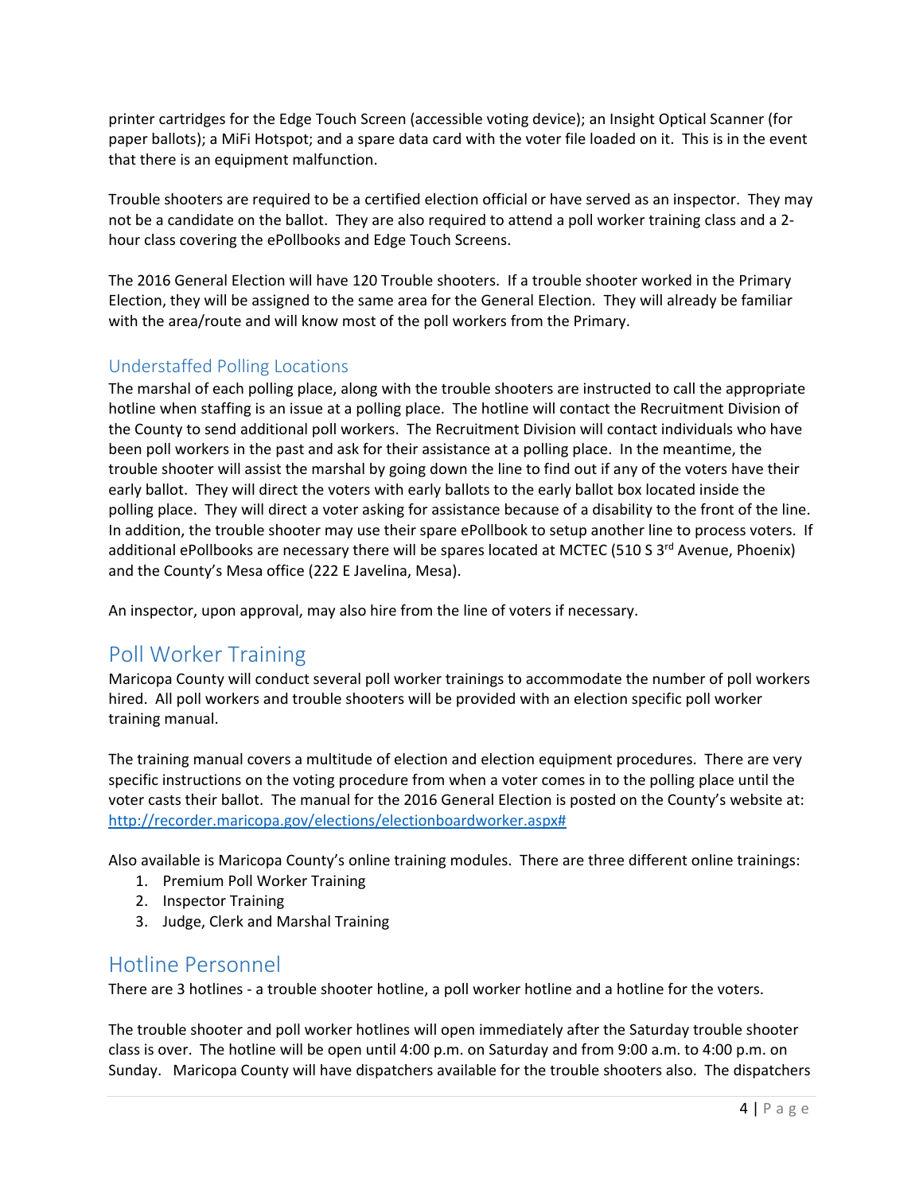printer cartridges for the Edge Touch Screen (accessible voting device); an Insight Optical Scanner (for paper ballots); a MiFi Hotspot; and a spare data card with the voter file loaded on it. This is in the event that there is an equipment malfunction.

Trouble shooters are required to be a certified election official or have served as an inspector. They may not be a candidate on the ballot. They are also required to attend a poll worker training class and a 2-hour class covering the ePollbooks and Edge Touch Screens.

The 2016 General Election will have 120 Trouble shooters. If a trouble shooter worked in the Primary Election, they will be assigned to the same area for the General Election. They will already be familiar with the area/route and will know most of the poll workers from the Primary.

### Understaffed Polling Locations

The marshal of each polling place, along with the trouble shooters are instructed to call the appropriate hotline when staffing is an issue at a polling place. The hotline will contact the Recruitment Division of the County to send additional poll workers. The Recruitment Division will contact individuals who have been poll workers in the past and ask for their assistance at a polling place. In the meantime, the trouble shooter will assist the marshal by going down the line to find out if any of the voters have their early ballot. They will direct the voters with early ballots to the early ballot box located inside the polling place. They will direct a voter asking for assistance because of a disability to the front of the line. In addition, the trouble shooter may use their spare ePollbook to setup another line to process voters. If additional ePollbooks are necessary there will be spares located at MCTEC (510 S 3rd Avenue, Phoenix) and the County's Mesa office (222 E Javelina, Mesa).

An inspector, upon approval, may also hire from the line of voters if necessary.

## Poll Worker Training

Maricopa County will conduct several poll worker trainings to accommodate the number of poll workers hired. All poll workers and trouble shooters will be provided with an election specific poll worker training manual.

The training manual covers a multitude of election and election equipment procedures. There are very specific instructions on the voting procedure from when a voter comes in to the polling place until the voter casts their ballot. The manual for the 2016 General Election is posted on the County's website at: http://recorder.maricopa.gov/elections/electionboardworker.aspx#

Also available is Maricopa County's online training modules. There are three different online trainings:

1. Premium Poll Worker Training
2. Inspector Training
3. Judge, Clerk and Marshal Training

## Hotline Personnel

There are 3 hotlines - a trouble shooter hotline, a poll worker hotline and a hotline for the voters.

The trouble shooter and poll worker hotlines will open immediately after the Saturday trouble shooter class is over. The hotline will be open until 4:00 p.m. on Saturday and from 9:00 a.m. to 4:00 p.m. on Sunday. Maricopa County will have dispatchers available for the trouble shooters also. The dispatchers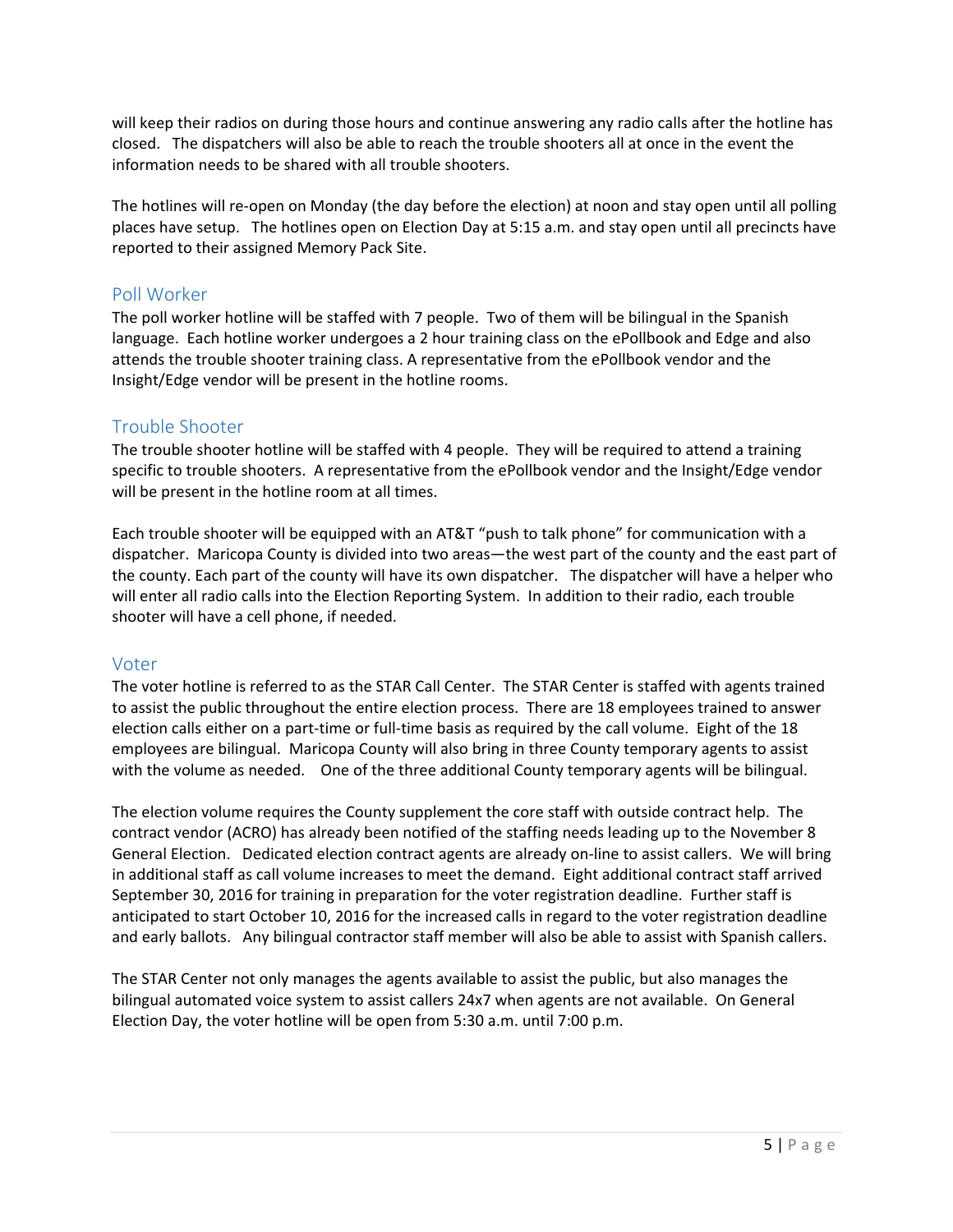will keep their radios on during those hours and continue answering any radio calls after the hotline has closed. The dispatchers will also be able to reach the trouble shooters all at once in the event the information needs to be shared with all trouble shooters.

The hotlines will re-open on Monday (the day before the election) at noon and stay open until all polling places have setup. The hotlines open on Election Day at 5:15 a.m. and stay open until all precincts have reported to their assigned Memory Pack Site.

## Poll Worker

The poll worker hotline will be staffed with 7 people. Two of them will be bilingual in the Spanish language. Each hotline worker undergoes a 2 hour training class on the ePollbook and Edge and also attends the trouble shooter training class. A representative from the ePollbook vendor and the Insight/Edge vendor will be present in the hotline rooms.

## Trouble Shooter

The trouble shooter hotline will be staffed with 4 people. They will be required to attend a training specific to trouble shooters. A representative from the ePollbook vendor and the Insight/Edge vendor will be present in the hotline room at all times.

Each trouble shooter will be equipped with an AT&T "push to talk phone" for communication with a dispatcher. Maricopa County is divided into two areas—the west part of the county and the east part of the county. Each part of the county will have its own dispatcher. The dispatcher will have a helper who will enter all radio calls into the Election Reporting System. In addition to their radio, each trouble shooter will have a cell phone, if needed.

## Voter

The voter hotline is referred to as the STAR Call Center. The STAR Center is staffed with agents trained to assist the public throughout the entire election process. There are 18 employees trained to answer election calls either on a part-time or full-time basis as required by the call volume. Eight of the 18 employees are bilingual. Maricopa County will also bring in three County temporary agents to assist with the volume as needed. One of the three additional County temporary agents will be bilingual.

The election volume requires the County supplement the core staff with outside contract help. The contract vendor (ACRO) has already been notified of the staffing needs leading up to the November 8 General Election. Dedicated election contract agents are already on-line to assist callers. We will bring in additional staff as call volume increases to meet the demand. Eight additional contract staff arrived September 30, 2016 for training in preparation for the voter registration deadline. Further staff is anticipated to start October 10, 2016 for the increased calls in regard to the voter registration deadline and early ballots. Any bilingual contractor staff member will also be able to assist with Spanish callers.

The STAR Center not only manages the agents available to assist the public, but also manages the bilingual automated voice system to assist callers 24x7 when agents are not available. On General Election Day, the voter hotline will be open from 5:30 a.m. until 7:00 p.m.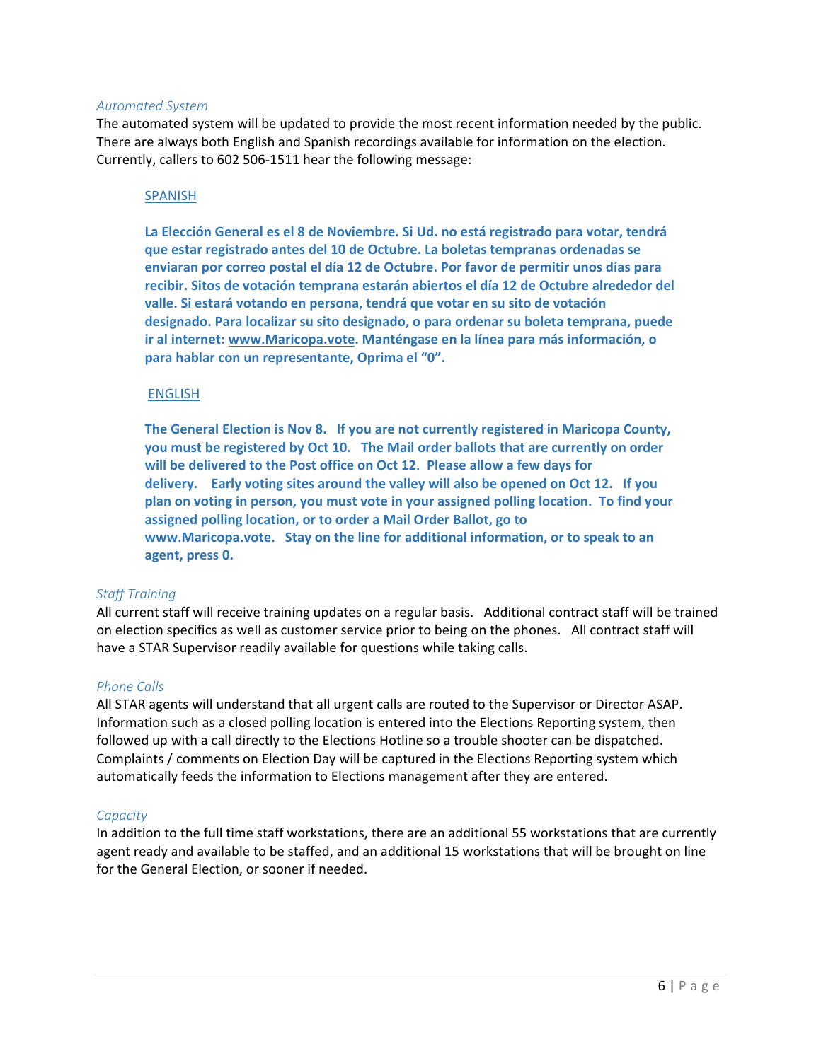*Automated System*

The automated system will be updated to provide the most recent information needed by the public. There are always both English and Spanish recordings available for information on the election. Currently, callers to 602 506-1511 hear the following message:

SPANISH

**La Elección General es el 8 de Noviembre. Si Ud. no está registrado para votar, tendrá que estar registrado antes del 10 de Octubre. La boletas tempranas ordenadas se enviaran por correo postal el día 12 de Octubre. Por favor de permitir unos días para recibir. Sitos de votación temprana estarán abiertos el día 12 de Octubre alrededor del valle. Si estará votando en persona, tendrá que votar en su sito de votación designado. Para localizar su sito designado, o para ordenar su boleta temprana, puede ir al internet: www.Maricopa.vote. Manténgase en la línea para más información, o para hablar con un representante, Oprima el "0".**

ENGLISH

**The General Election is Nov 8. If you are not currently registered in Maricopa County, you must be registered by Oct 10. The Mail order ballots that are currently on order will be delivered to the Post office on Oct 12. Please allow a few days for delivery. Early voting sites around the valley will also be opened on Oct 12. If you plan on voting in person, you must vote in your assigned polling location. To find your assigned polling location, or to order a Mail Order Ballot, go to www.Maricopa.vote. Stay on the line for additional information, or to speak to an agent, press 0.**

*Staff Training*

All current staff will receive training updates on a regular basis. Additional contract staff will be trained on election specifics as well as customer service prior to being on the phones. All contract staff will have a STAR Supervisor readily available for questions while taking calls.

*Phone Calls*

All STAR agents will understand that all urgent calls are routed to the Supervisor or Director ASAP. Information such as a closed polling location is entered into the Elections Reporting system, then followed up with a call directly to the Elections Hotline so a trouble shooter can be dispatched. Complaints / comments on Election Day will be captured in the Elections Reporting system which automatically feeds the information to Elections management after they are entered.

*Capacity*

In addition to the full time staff workstations, there are an additional 55 workstations that are currently agent ready and available to be staffed, and an additional 15 workstations that will be brought on line for the General Election, or sooner if needed.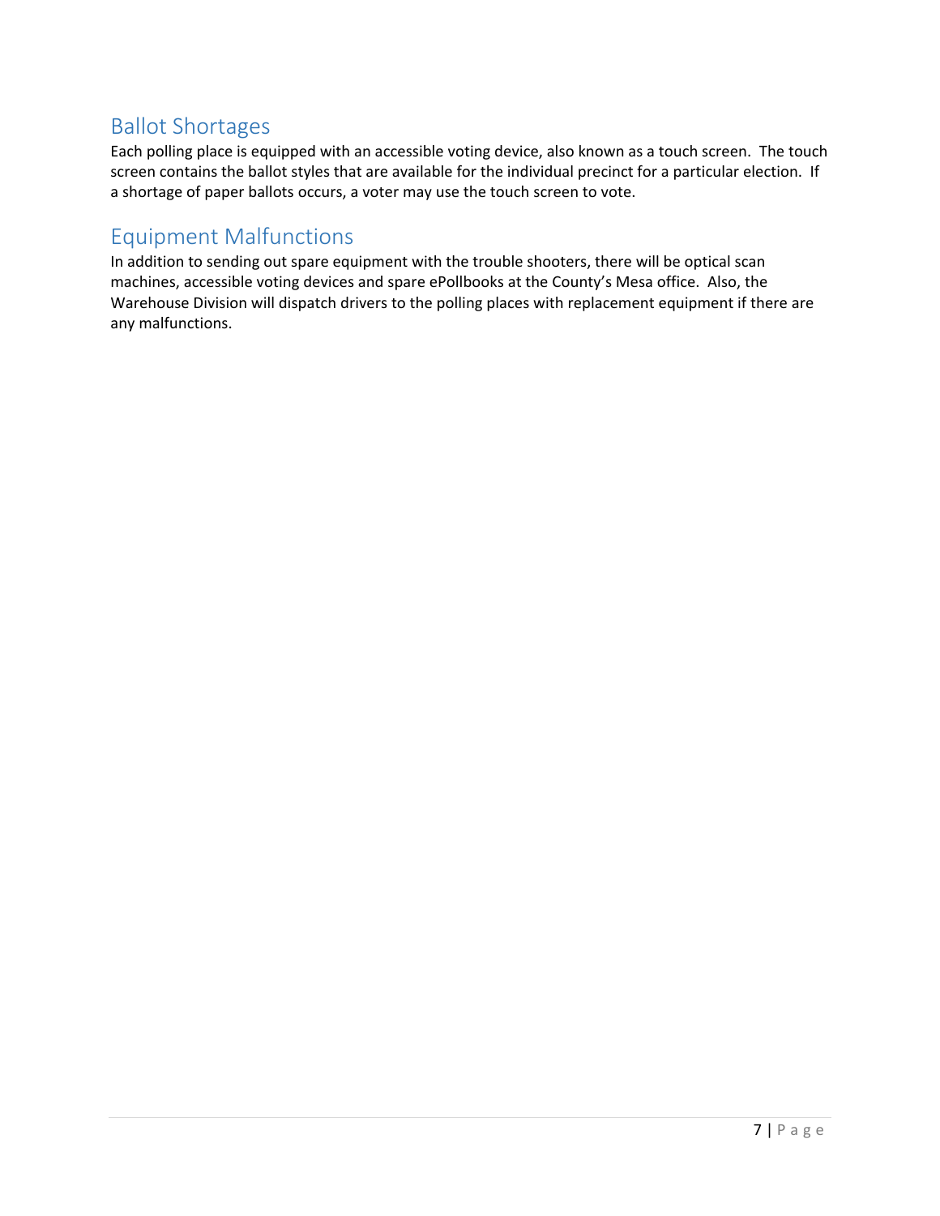## Ballot Shortages

Each polling place is equipped with an accessible voting device, also known as a touch screen. The touch screen contains the ballot styles that are available for the individual precinct for a particular election. If a shortage of paper ballots occurs, a voter may use the touch screen to vote.

## Equipment Malfunctions

In addition to sending out spare equipment with the trouble shooters, there will be optical scan machines, accessible voting devices and spare ePollbooks at the County's Mesa office. Also, the Warehouse Division will dispatch drivers to the polling places with replacement equipment if there are any malfunctions.